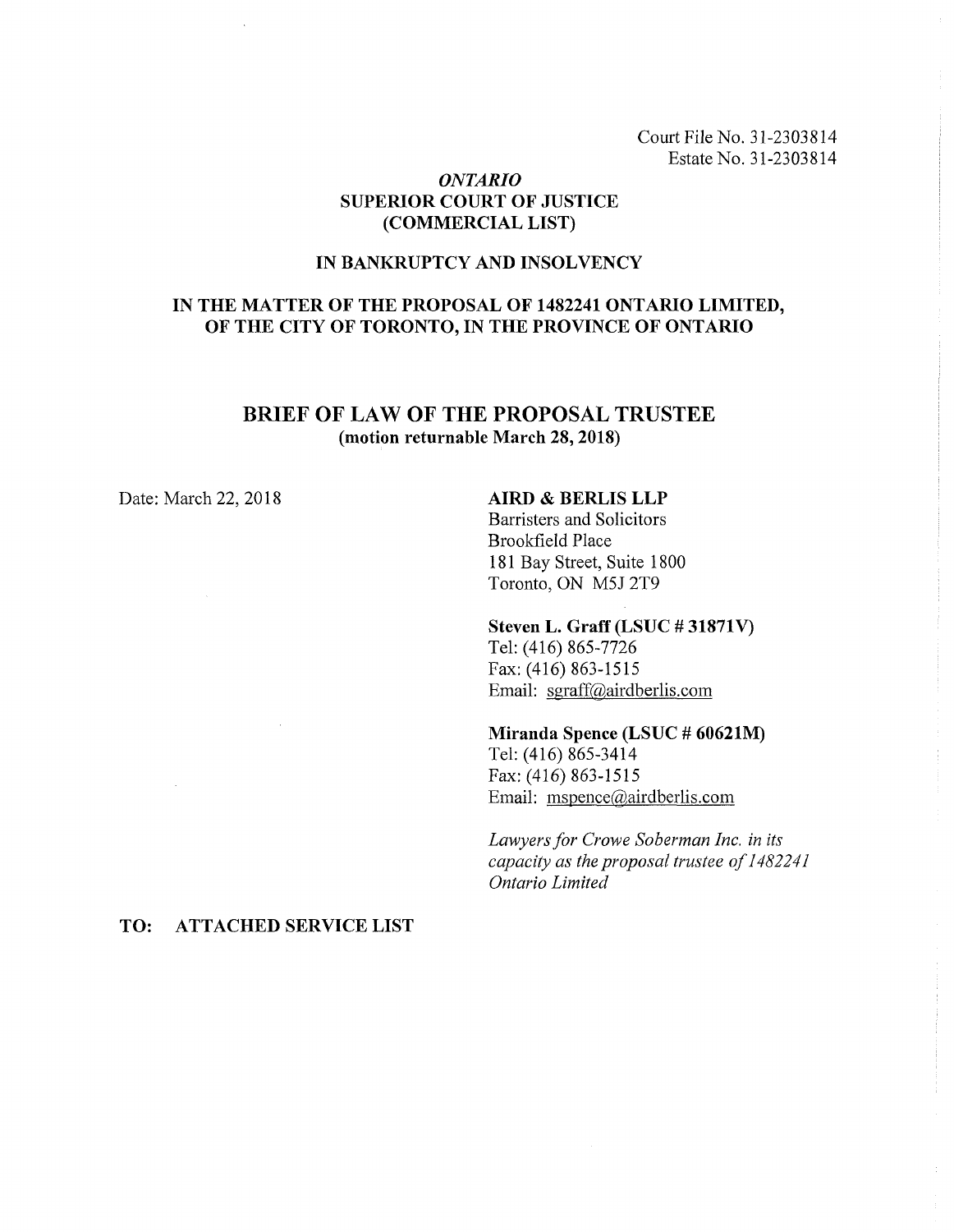Court File No. 31-2303814
Estate No. 31-2303814

*ONTARIO*
**SUPERIOR COURT OF JUSTICE**
**(COMMERCIAL LIST)**

**IN BANKRUPTCY AND INSOLVENCY**

**IN THE MATTER OF THE PROPOSAL OF 1482241 ONTARIO LIMITED, OF THE CITY OF TORONTO, IN THE PROVINCE OF ONTARIO**

# BRIEF OF LAW OF THE PROPOSAL TRUSTEE
**(motion returnable March 28, 2018)**

Date: March 22, 2018

**AIRD & BERLIS LLP**
Barristers and Solicitors
Brookfield Place
181 Bay Street, Suite 1800
Toronto, ON M5J 2T9

**Steven L. Graff (LSUC # 31871V)**
Tel: (416) 865-7726
Fax: (416) 863-1515
Email: sgraff@airdberlis.com

**Miranda Spence (LSUC # 60621M)**
Tel: (416) 865-3414
Fax: (416) 863-1515
Email: mspence@airdberlis.com

*Lawyers for Crowe Soberman Inc. in its capacity as the proposal trustee of 1482241 Ontario Limited*

**TO: ATTACHED SERVICE LIST**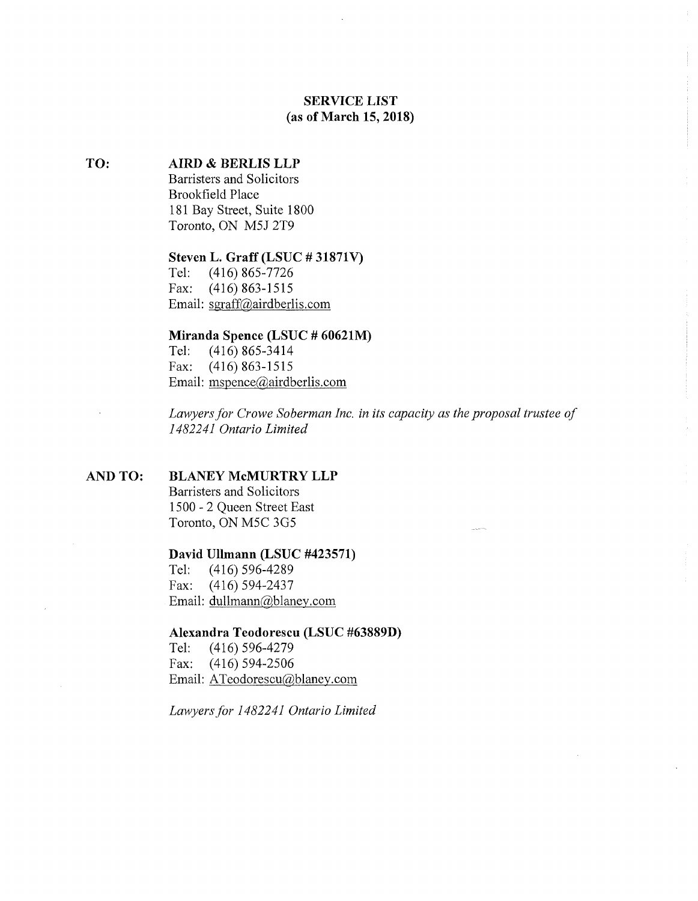**SERVICE LIST**
**(as of March 15, 2018)**

**TO:** **AIRD & BERLIS LLP**
Barristers and Solicitors
Brookfield Place
181 Bay Street, Suite 1800
Toronto, ON M5J 2T9

**Steven L. Graff (LSUC # 31871V)**
Tel: (416) 865-7726
Fax: (416) 863-1515
Email: sgraff@airdberlis.com

**Miranda Spence (LSUC # 60621M)**
Tel: (416) 865-3414
Fax: (416) 863-1515
Email: mspence@airdberlis.com

*Lawyers for Crowe Soberman Inc. in its capacity as the proposal trustee of 1482241 Ontario Limited*

**AND TO:** **BLANEY McMURTRY LLP**
Barristers and Solicitors
1500 - 2 Queen Street East
Toronto, ON M5C 3G5

**David Ullmann (LSUC #423571)**
Tel: (416) 596-4289
Fax: (416) 594-2437
Email: dullmann@blaney.com

**Alexandra Teodorescu (LSUC #63889D)**
Tel: (416) 596-4279
Fax: (416) 594-2506
Email: ATeodorescu@blaney.com

*Lawyers for 1482241 Ontario Limited*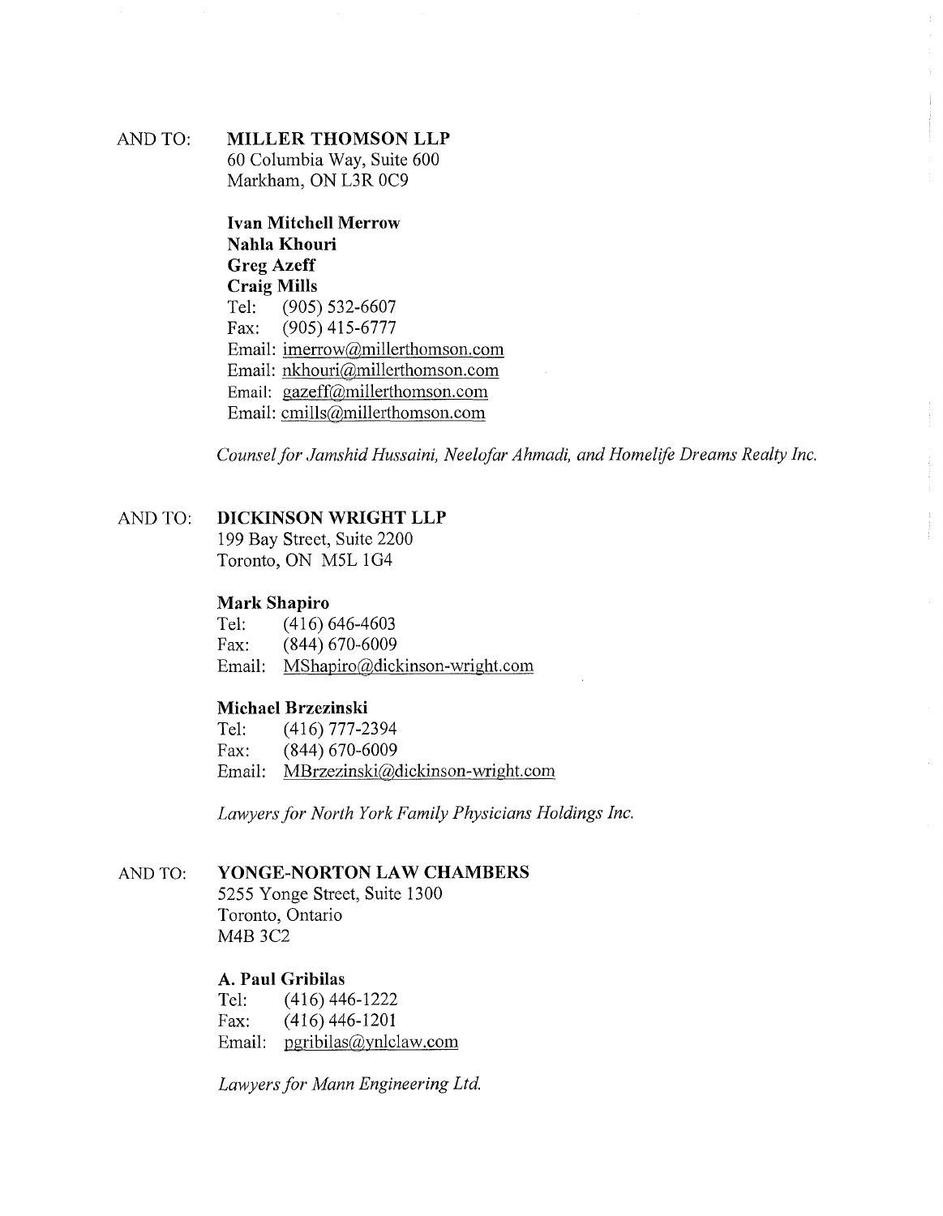AND TO: **MILLER THOMSON LLP**
60 Columbia Way, Suite 600
Markham, ON L3R 0C9

**Ivan Mitchell Merrow**
**Nahla Khouri**
**Greg Azeff**
**Craig Mills**
Tel: (905) 532-6607
Fax: (905) 415-6777
Email: imerrow@millerthomson.com
Email: nkhouri@millerthomson.com
Email: gazeff@millerthomson.com
Email: cmills@millerthomson.com

*Counsel for Jamshid Hussaini, Neelofar Ahmadi, and Homelife Dreams Realty Inc.*

AND TO: **DICKINSON WRIGHT LLP**
199 Bay Street, Suite 2200
Toronto, ON M5L 1G4

**Mark Shapiro**
Tel: (416) 646-4603
Fax: (844) 670-6009
Email: MShapiro@dickinson-wright.com

**Michael Brzezinski**
Tel: (416) 777-2394
Fax: (844) 670-6009
Email: MBrzezinski@dickinson-wright.com

*Lawyers for North York Family Physicians Holdings Inc.*

AND TO: **YONGE-NORTON LAW CHAMBERS**
5255 Yonge Street, Suite 1300
Toronto, Ontario
M4B 3C2

**A. Paul Gribilas**
Tel: (416) 446-1222
Fax: (416) 446-1201
Email: pgribilas@ynlclaw.com

*Lawyers for Mann Engineering Ltd.*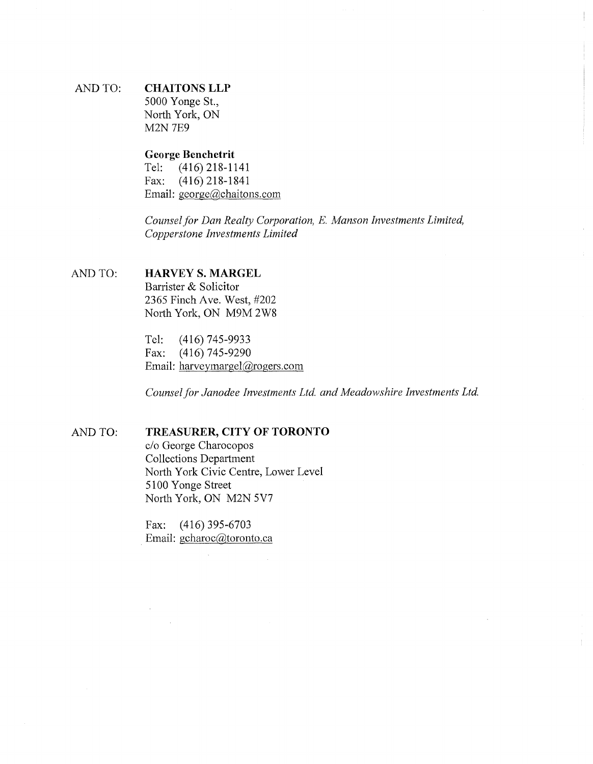AND TO: **CHAITONS LLP**
5000 Yonge St.,
North York, ON
M2N 7E9

**George Benchetrit**
Tel: (416) 218-1141
Fax: (416) 218-1841
Email: george@chaitons.com

*Counsel for Dan Realty Corporation, E. Manson Investments Limited, Copperstone Investments Limited*

AND TO: **HARVEY S. MARGEL**
Barrister & Solicitor
2365 Finch Ave. West, #202
North York, ON M9M 2W8

Tel: (416) 745-9933
Fax: (416) 745-9290
Email: harveymargel@rogers.com

*Counsel for Janodee Investments Ltd. and Meadowshire Investments Ltd.*

AND TO: **TREASURER, CITY OF TORONTO**
c/o George Charocopos
Collections Department
North York Civic Centre, Lower Level
5100 Yonge Street
North York, ON M2N 5V7

Fax: (416) 395-6703
Email: gcharoc@toronto.ca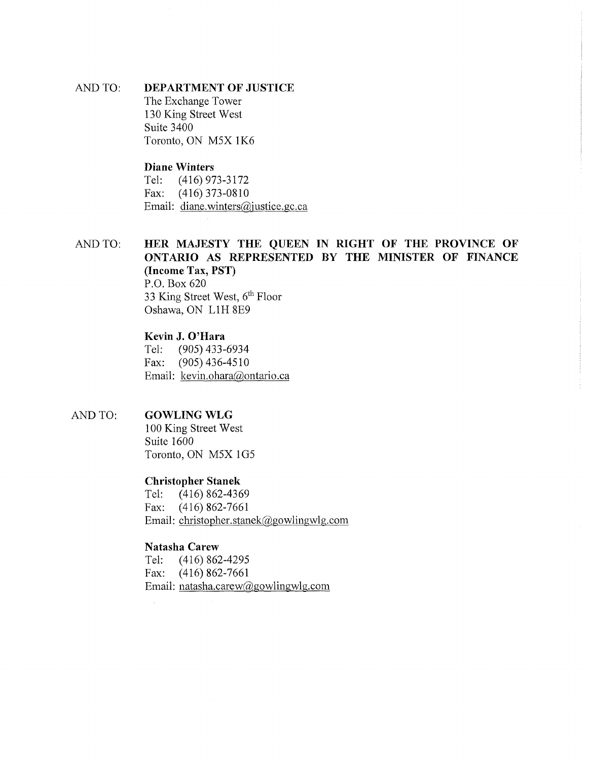AND TO: **DEPARTMENT OF JUSTICE**
The Exchange Tower
130 King Street West
Suite 3400
Toronto, ON M5X 1K6

**Diane Winters**
Tel: (416) 973-3172
Fax: (416) 373-0810
Email: diane.winters@justice.gc.ca

AND TO: **HER MAJESTY THE QUEEN IN RIGHT OF THE PROVINCE OF ONTARIO AS REPRESENTED BY THE MINISTER OF FINANCE (Income Tax, PST)**
P.O. Box 620
33 King Street West, 6th Floor
Oshawa, ON L1H 8E9

**Kevin J. O'Hara**
Tel: (905) 433-6934
Fax: (905) 436-4510
Email: kevin.ohara@ontario.ca

AND TO: **GOWLING WLG**
100 King Street West
Suite 1600
Toronto, ON M5X 1G5

**Christopher Stanek**
Tel: (416) 862-4369
Fax: (416) 862-7661
Email: christopher.stanek@gowlingwlg.com

**Natasha Carew**
Tel: (416) 862-4295
Fax: (416) 862-7661
Email: natasha.carew@gowlingwlg.com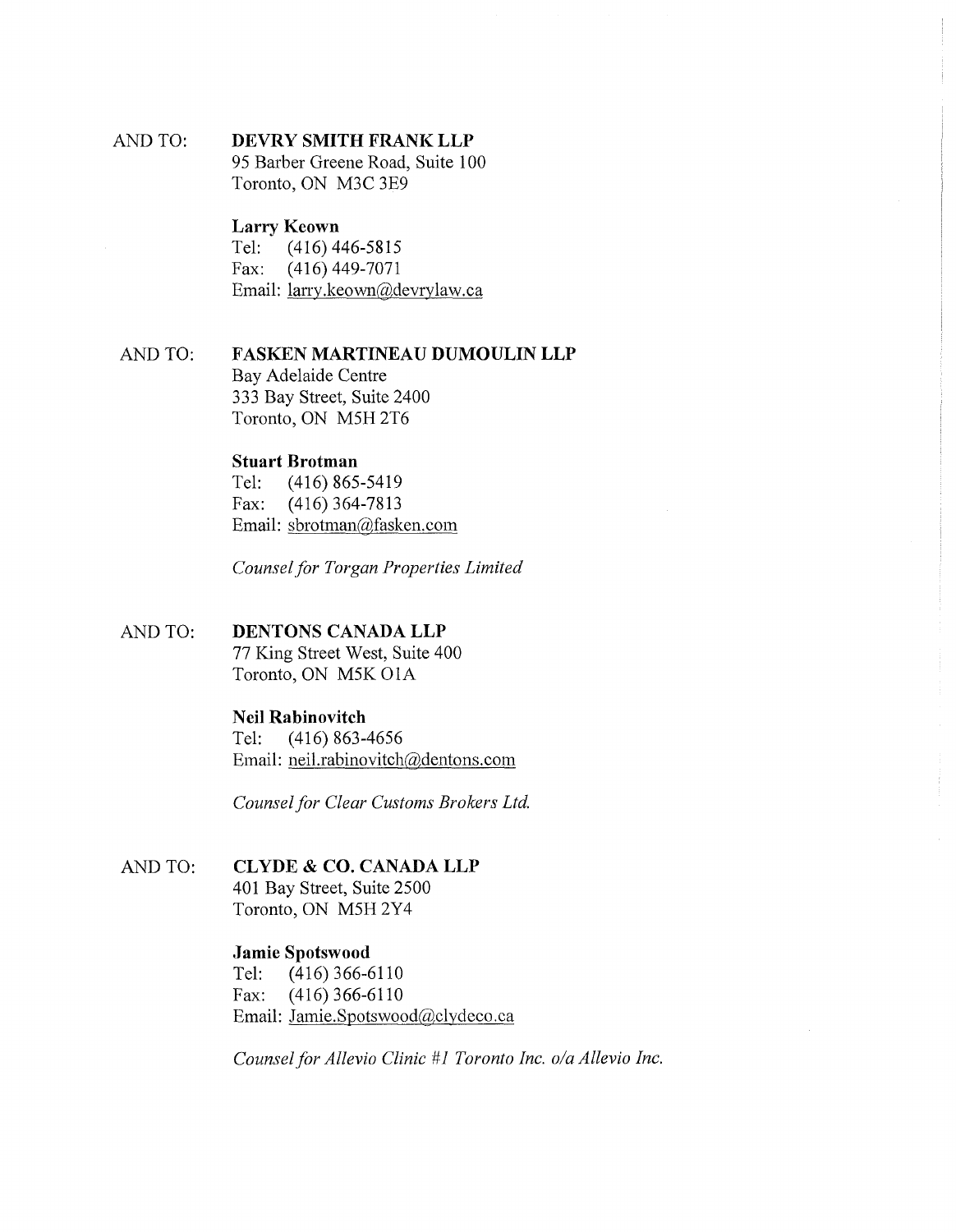AND TO: **DEVRY SMITH FRANK LLP**
95 Barber Greene Road, Suite 100
Toronto, ON M3C 3E9

**Larry Keown**
Tel: (416) 446-5815
Fax: (416) 449-7071
Email: larry.keown@devrylaw.ca

AND TO: **FASKEN MARTINEAU DUMOULIN LLP**
Bay Adelaide Centre
333 Bay Street, Suite 2400
Toronto, ON M5H 2T6

**Stuart Brotman**
Tel: (416) 865-5419
Fax: (416) 364-7813
Email: sbrotman@fasken.com

*Counsel for Torgan Properties Limited*

AND TO: **DENTONS CANADA LLP**
77 King Street West, Suite 400
Toronto, ON M5K O1A

**Neil Rabinovitch**
Tel: (416) 863-4656
Email: neil.rabinovitch@dentons.com

*Counsel for Clear Customs Brokers Ltd.*

AND TO: **CLYDE & CO. CANADA LLP**
401 Bay Street, Suite 2500
Toronto, ON M5H 2Y4

**Jamie Spotswood**
Tel: (416) 366-6110
Fax: (416) 366-6110
Email: Jamie.Spotswood@clydeco.ca

*Counsel for Allevio Clinic #1 Toronto Inc. o/a Allevio Inc.*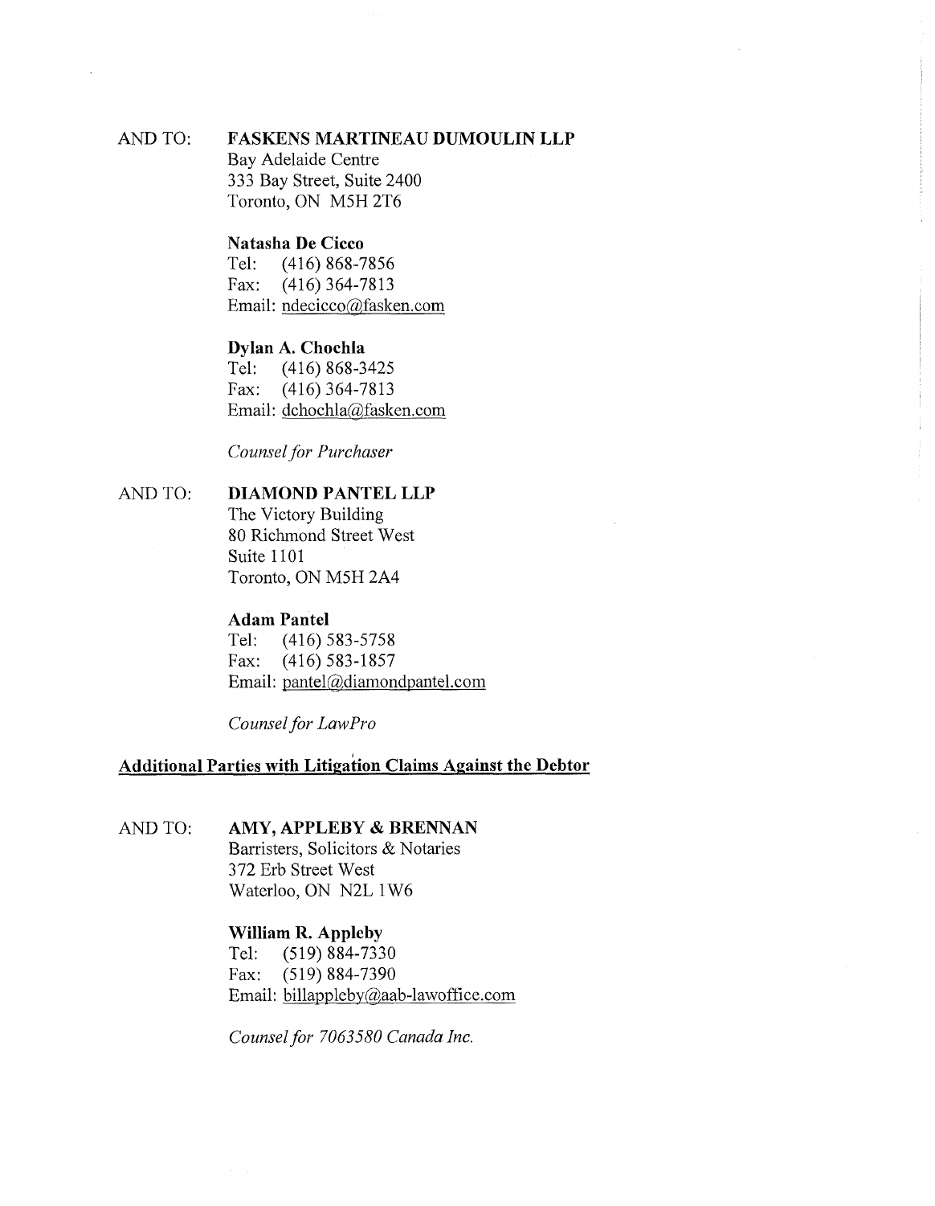AND TO: **FASKENS MARTINEAU DUMOULIN LLP**
Bay Adelaide Centre
333 Bay Street, Suite 2400
Toronto, ON M5H 2T6

**Natasha De Cicco**
Tel: (416) 868-7856
Fax: (416) 364-7813
Email: ndecicco@fasken.com

**Dylan A. Chochla**
Tel: (416) 868-3425
Fax: (416) 364-7813
Email: dchochla@fasken.com

*Counsel for Purchaser*

AND TO: **DIAMOND PANTEL LLP**
The Victory Building
80 Richmond Street West
Suite 1101
Toronto, ON M5H 2A4

**Adam Pantel**
Tel: (416) 583-5758
Fax: (416) 583-1857
Email: pantel@diamondpantel.com

*Counsel for LawPro*

**Additional Parties with Litigation Claims Against the Debtor**

AND TO: **AMY, APPLEBY & BRENNAN**
Barristers, Solicitors & Notaries
372 Erb Street West
Waterloo, ON N2L 1W6

**William R. Appleby**
Tel: (519) 884-7330
Fax: (519) 884-7390
Email: billappleby@aab-lawoffice.com

*Counsel for 7063580 Canada Inc.*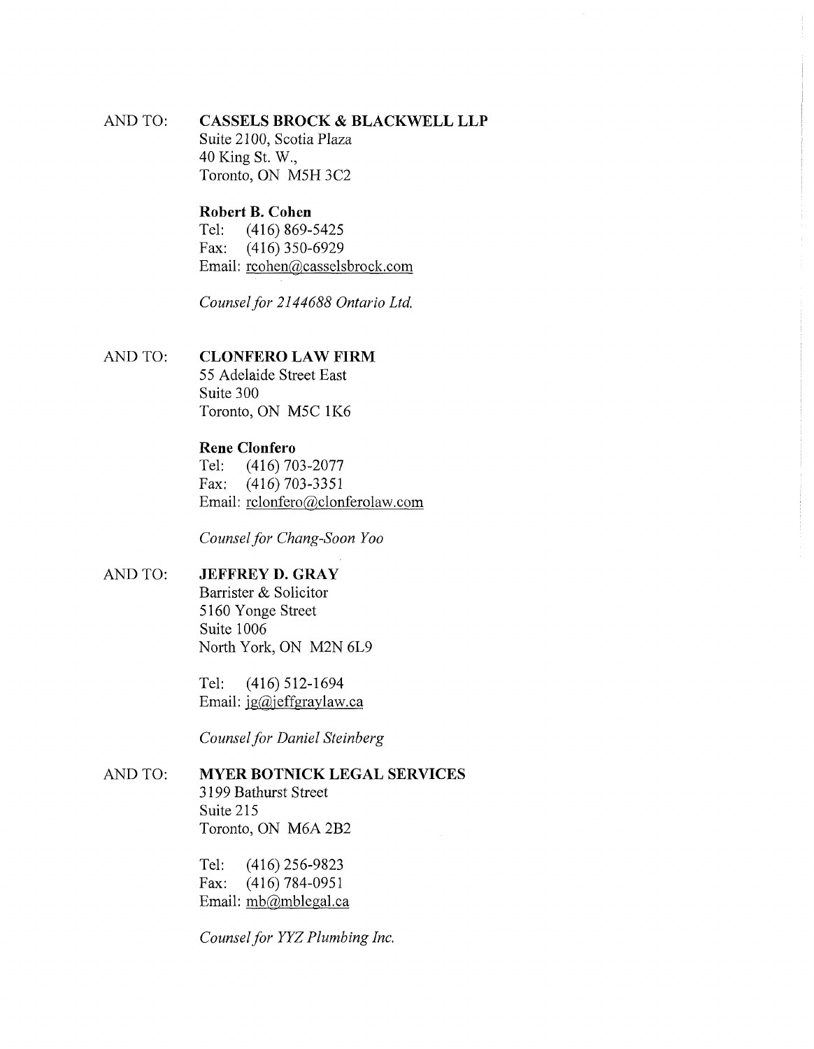AND TO: **CASSELS BROCK & BLACKWELL LLP**
Suite 2100, Scotia Plaza
40 King St. W.,
Toronto, ON M5H 3C2

**Robert B. Cohen**
Tel: (416) 869-5425
Fax: (416) 350-6929
Email: rcohen@casselsbrock.com

*Counsel for 2144688 Ontario Ltd.*

AND TO: **CLONFERO LAW FIRM**
55 Adelaide Street East
Suite 300
Toronto, ON M5C 1K6

**Rene Clonfero**
Tel: (416) 703-2077
Fax: (416) 703-3351
Email: rclonfero@clonferolaw.com

*Counsel for Chang-Soon Yoo*

AND TO: **JEFFREY D. GRAY**
Barrister & Solicitor
5160 Yonge Street
Suite 1006
North York, ON M2N 6L9

Tel: (416) 512-1694
Email: jg@jeffgraylaw.ca

*Counsel for Daniel Steinberg*

AND TO: **MYER BOTNICK LEGAL SERVICES**
3199 Bathurst Street
Suite 215
Toronto, ON M6A 2B2

Tel: (416) 256-9823
Fax: (416) 784-0951
Email: mb@mblegal.ca

*Counsel for YYZ Plumbing Inc.*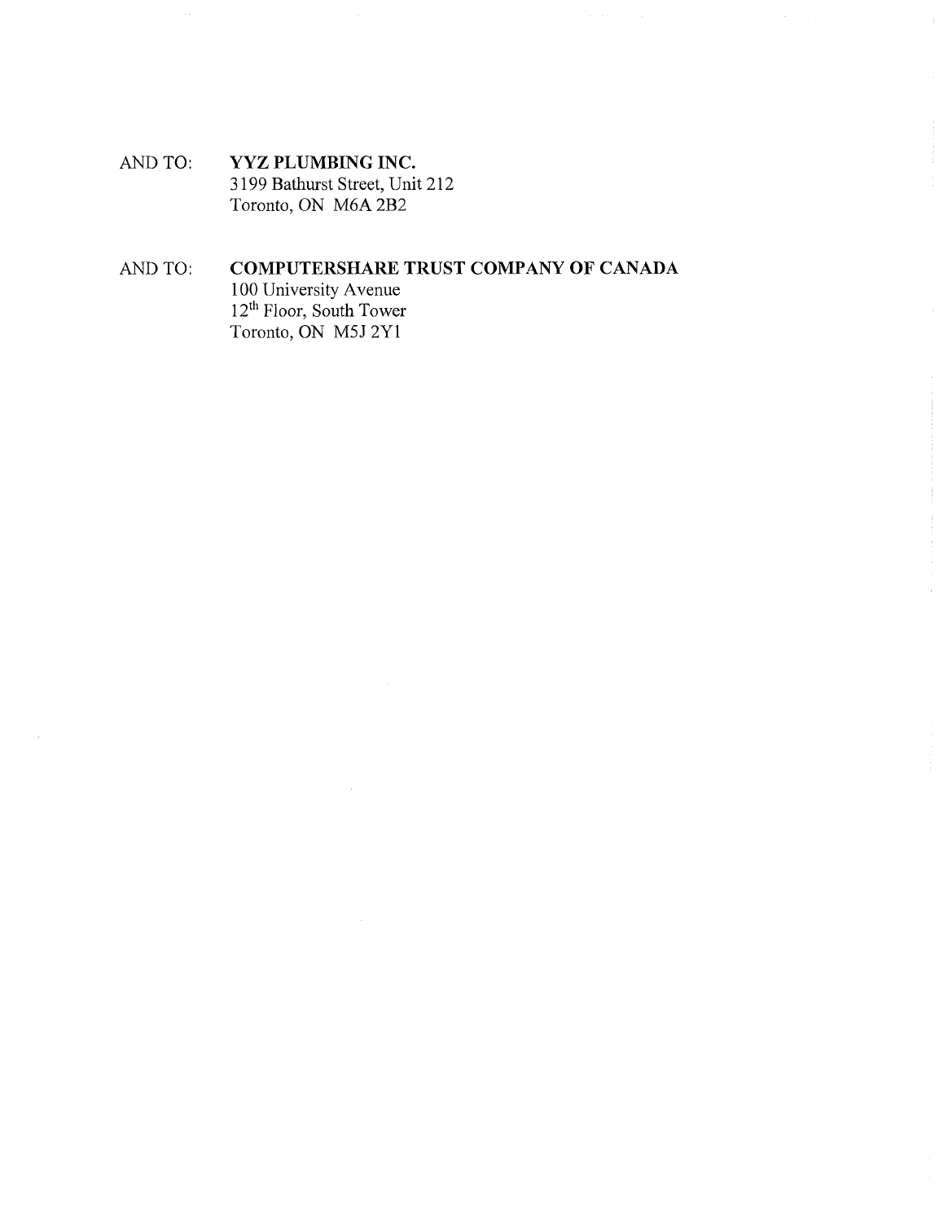AND TO: **YYZ PLUMBING INC.**
3199 Bathurst Street, Unit 212
Toronto, ON M6A 2B2

AND TO: **COMPUTERSHARE TRUST COMPANY OF CANADA**
100 University Avenue
12th Floor, South Tower
Toronto, ON M5J 2Y1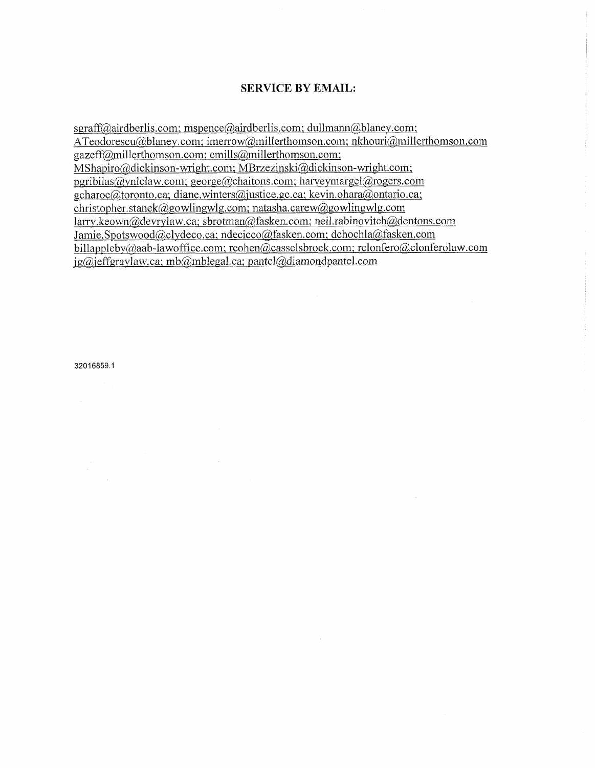**SERVICE BY EMAIL:**

sgraff@airdberlis.com; mspence@airdberlis.com; dullmann@blaney.com; ATeodorescu@blaney.com; imerrow@millerthomson.com; nkhouri@millerthomson.com gazeff@millerthomson.com; cmills@millerthomson.com; MShapiro@dickinson-wright.com; MBrzezinski@dickinson-wright.com; pgribilas@ynlclaw.com; george@chaitons.com; harveymargel@rogers.com gcharoc@toronto.ca; diane.winters@justice.gc.ca; kevin.ohara@ontario.ca; christopher.stanek@gowlingwlg.com; natasha.carew@gowlingwlg.com larry.keown@devrylaw.ca; sbrotman@fasken.com; neil.rabinovitch@dentons.com Jamie.Spotswood@clydeco.ca; ndecicco@fasken.com; dchochla@fasken.com billappleby@aab-lawoffice.com; rcohen@casselsbrock.com; rclonfero@clonferolaw.com jg@jeffgraylaw.ca; mb@mblegal.ca; pantel@diamondpantel.com

32016859.1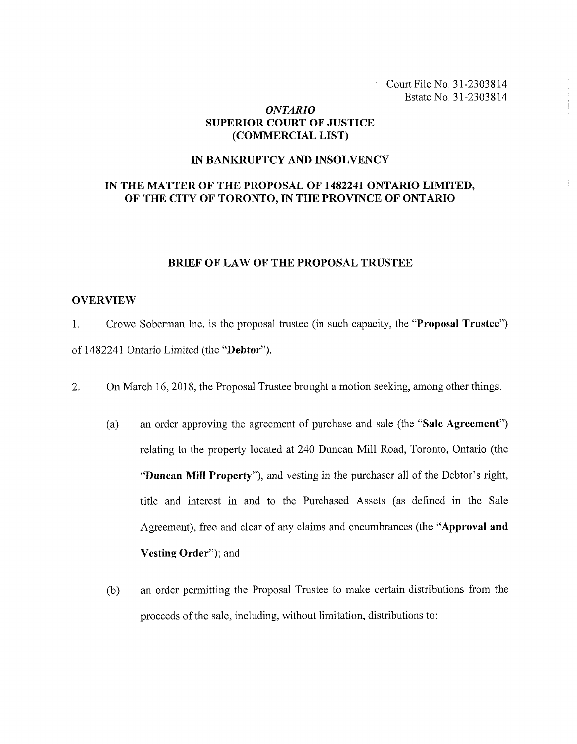Court File No. 31-2303814
Estate No. 31-2303814

***ONTARIO***
**SUPERIOR COURT OF JUSTICE**
**(COMMERCIAL LIST)**

**IN BANKRUPTCY AND INSOLVENCY**

**IN THE MATTER OF THE PROPOSAL OF 1482241 ONTARIO LIMITED, OF THE CITY OF TORONTO, IN THE PROVINCE OF ONTARIO**

## BRIEF OF LAW OF THE PROPOSAL TRUSTEE

### OVERVIEW

1. Crowe Soberman Inc. is the proposal trustee (in such capacity, the "**Proposal Trustee**") of 1482241 Ontario Limited (the "**Debtor**").

2. On March 16, 2018, the Proposal Trustee brought a motion seeking, among other things,

   (a) an order approving the agreement of purchase and sale (the "**Sale Agreement**") relating to the property located at 240 Duncan Mill Road, Toronto, Ontario (the "**Duncan Mill Property**"), and vesting in the purchaser all of the Debtor's right, title and interest in and to the Purchased Assets (as defined in the Sale Agreement), free and clear of any claims and encumbrances (the "**Approval and Vesting Order**"); and

   (b) an order permitting the Proposal Trustee to make certain distributions from the proceeds of the sale, including, without limitation, distributions to: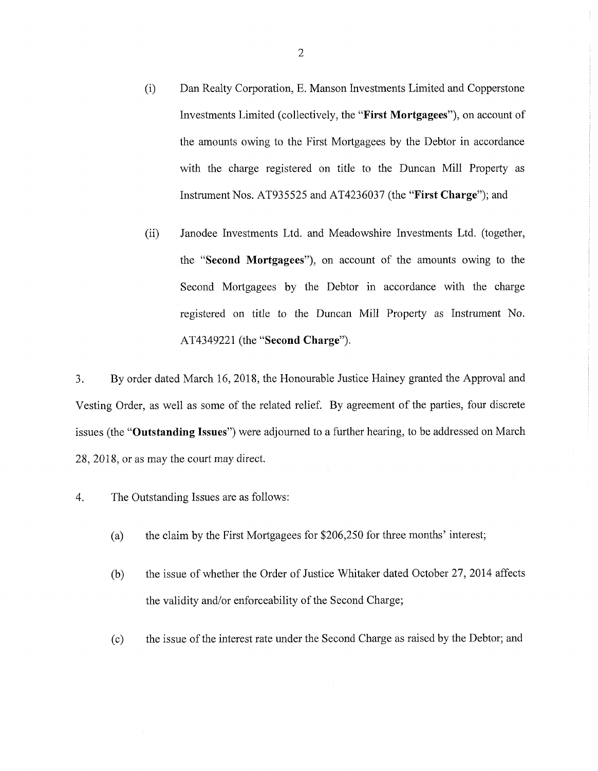(i) Dan Realty Corporation, E. Manson Investments Limited and Copperstone Investments Limited (collectively, the "**First Mortgagees**"), on account of the amounts owing to the First Mortgagees by the Debtor in accordance with the charge registered on title to the Duncan Mill Property as Instrument Nos. AT935525 and AT4236037 (the "**First Charge**"); and

(ii) Janodee Investments Ltd. and Meadowshire Investments Ltd. (together, the "**Second Mortgagees**"), on account of the amounts owing to the Second Mortgagees by the Debtor in accordance with the charge registered on title to the Duncan Mill Property as Instrument No. AT4349221 (the "**Second Charge**").

3. By order dated March 16, 2018, the Honourable Justice Hainey granted the Approval and Vesting Order, as well as some of the related relief. By agreement of the parties, four discrete issues (the "**Outstanding Issues**") were adjourned to a further hearing, to be addressed on March 28, 2018, or as may the court may direct.

4. The Outstanding Issues are as follows:

(a) the claim by the First Mortgagees for $206,250 for three months' interest;

(b) the issue of whether the Order of Justice Whitaker dated October 27, 2014 affects the validity and/or enforceability of the Second Charge;

(c) the issue of the interest rate under the Second Charge as raised by the Debtor; and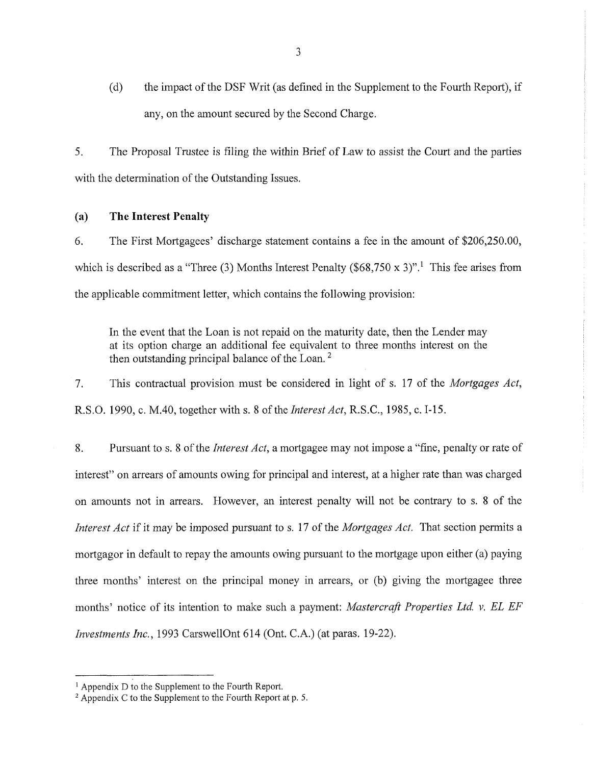(d) the impact of the DSF Writ (as defined in the Supplement to the Fourth Report), if any, on the amount secured by the Second Charge.

5. The Proposal Trustee is filing the within Brief of Law to assist the Court and the parties with the determination of the Outstanding Issues.

### (a) The Interest Penalty

6. The First Mortgagees' discharge statement contains a fee in the amount of $206,250.00, which is described as a "Three (3) Months Interest Penalty ($68,750 x 3)".[1] This fee arises from the applicable commitment letter, which contains the following provision:

> In the event that the Loan is not repaid on the maturity date, then the Lender may at its option charge an additional fee equivalent to three months interest on the then outstanding principal balance of the Loan.[2]

7. This contractual provision must be considered in light of s. 17 of the *Mortgages Act*, R.S.O. 1990, c. M.40, together with s. 8 of the *Interest Act*, R.S.C., 1985, c. I-15.

8. Pursuant to s. 8 of the *Interest Act*, a mortgagee may not impose a "fine, penalty or rate of interest" on arrears of amounts owing for principal and interest, at a higher rate than was charged on amounts not in arrears. However, an interest penalty will not be contrary to s. 8 of the *Interest Act* if it may be imposed pursuant to s. 17 of the *Mortgages Act*. That section permits a mortgagor in default to repay the amounts owing pursuant to the mortgage upon either (a) paying three months' interest on the principal money in arrears, or (b) giving the mortgagee three months' notice of its intention to make such a payment: *Mastercraft Properties Ltd. v. EL EF Investments Inc.*, 1993 CarswellOnt 614 (Ont. C.A.) (at paras. 19-22).

---

[1] Appendix D to the Supplement to the Fourth Report.

[2] Appendix C to the Supplement to the Fourth Report at p. 5.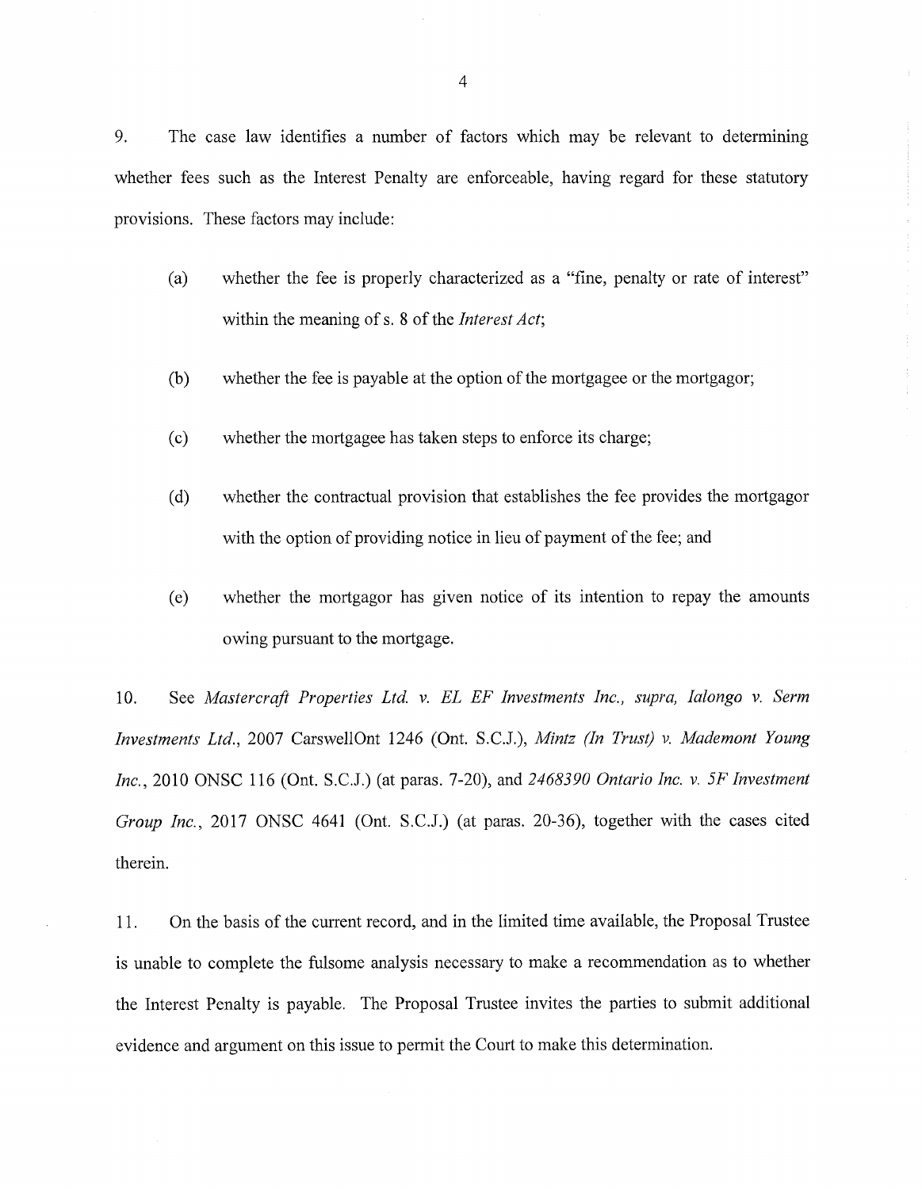9. The case law identifies a number of factors which may be relevant to determining whether fees such as the Interest Penalty are enforceable, having regard for these statutory provisions. These factors may include:

(a) whether the fee is properly characterized as a "fine, penalty or rate of interest" within the meaning of s. 8 of the *Interest Act*;

(b) whether the fee is payable at the option of the mortgagee or the mortgagor;

(c) whether the mortgagee has taken steps to enforce its charge;

(d) whether the contractual provision that establishes the fee provides the mortgagor with the option of providing notice in lieu of payment of the fee; and

(e) whether the mortgagor has given notice of its intention to repay the amounts owing pursuant to the mortgage.

10. See *Mastercraft Properties Ltd. v. EL EF Investments Inc., supra, Ialongo v. Serm Investments Ltd.*, 2007 CarswellOnt 1246 (Ont. S.C.J.), *Mintz (In Trust) v. Mademont Young Inc.*, 2010 ONSC 116 (Ont. S.C.J.) (at paras. 7-20), and *2468390 Ontario Inc. v. 5F Investment Group Inc.*, 2017 ONSC 4641 (Ont. S.C.J.) (at paras. 20-36), together with the cases cited therein.

11. On the basis of the current record, and in the limited time available, the Proposal Trustee is unable to complete the fulsome analysis necessary to make a recommendation as to whether the Interest Penalty is payable. The Proposal Trustee invites the parties to submit additional evidence and argument on this issue to permit the Court to make this determination.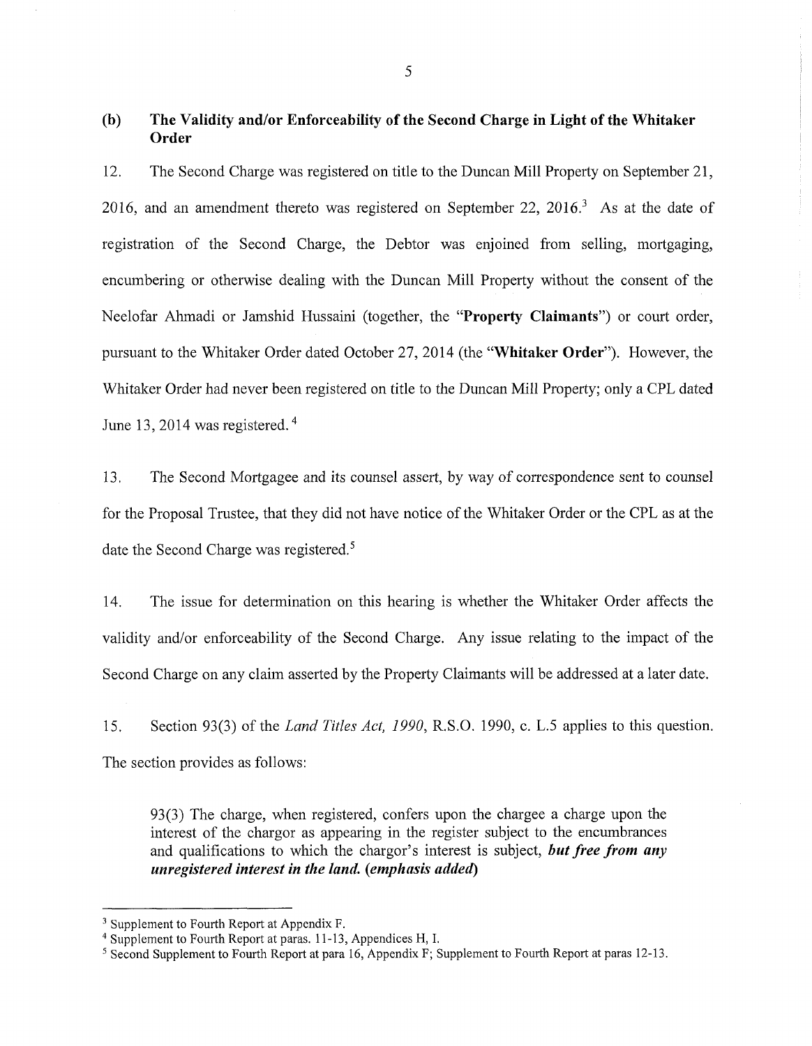### (b) The Validity and/or Enforceability of the Second Charge in Light of the Whitaker Order

12. The Second Charge was registered on title to the Duncan Mill Property on September 21, 2016, and an amendment thereto was registered on September 22, 2016.[3] As at the date of registration of the Second Charge, the Debtor was enjoined from selling, mortgaging, encumbering or otherwise dealing with the Duncan Mill Property without the consent of the Neelofar Ahmadi or Jamshid Hussaini (together, the "**Property Claimants**") or court order, pursuant to the Whitaker Order dated October 27, 2014 (the "**Whitaker Order**"). However, the Whitaker Order had never been registered on title to the Duncan Mill Property; only a CPL dated June 13, 2014 was registered.[4]

13. The Second Mortgagee and its counsel assert, by way of correspondence sent to counsel for the Proposal Trustee, that they did not have notice of the Whitaker Order or the CPL as at the date the Second Charge was registered.[5]

14. The issue for determination on this hearing is whether the Whitaker Order affects the validity and/or enforceability of the Second Charge. Any issue relating to the impact of the Second Charge on any claim asserted by the Property Claimants will be addressed at a later date.

15. Section 93(3) of the *Land Titles Act, 1990*, R.S.O. 1990, c. L.5 applies to this question. The section provides as follows:

> 93(3) The charge, when registered, confers upon the chargee a charge upon the interest of the chargor as appearing in the register subject to the encumbrances and qualifications to which the chargor's interest is subject, ***but free from any unregistered interest in the land. (emphasis added)***

---

[3] Supplement to Fourth Report at Appendix F.

[4] Supplement to Fourth Report at paras. 11-13, Appendices H, I.

[5] Second Supplement to Fourth Report at para 16, Appendix F; Supplement to Fourth Report at paras 12-13.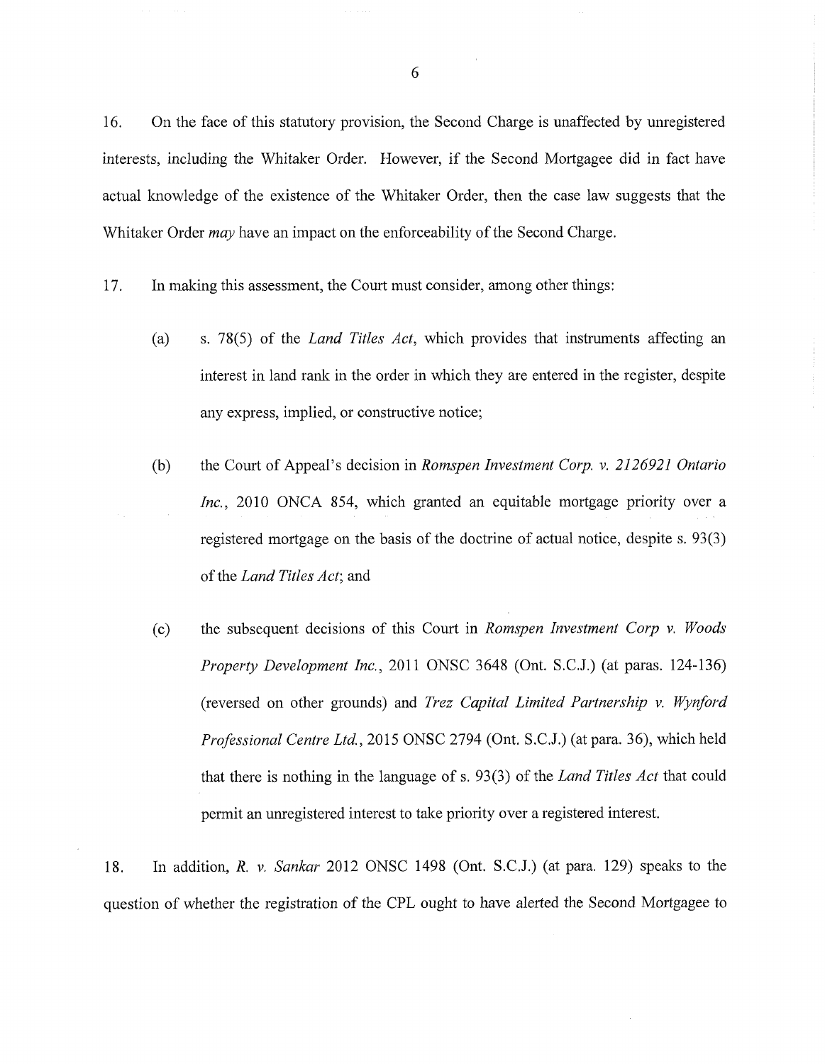16. On the face of this statutory provision, the Second Charge is unaffected by unregistered interests, including the Whitaker Order. However, if the Second Mortgagee did in fact have actual knowledge of the existence of the Whitaker Order, then the case law suggests that the Whitaker Order *may* have an impact on the enforceability of the Second Charge.

17. In making this assessment, the Court must consider, among other things:

   (a) s. 78(5) of the *Land Titles Act*, which provides that instruments affecting an interest in land rank in the order in which they are entered in the register, despite any express, implied, or constructive notice;

   (b) the Court of Appeal's decision in *Romspen Investment Corp. v. 2126921 Ontario Inc.*, 2010 ONCA 854, which granted an equitable mortgage priority over a registered mortgage on the basis of the doctrine of actual notice, despite s. 93(3) of the *Land Titles Act*; and

   (c) the subsequent decisions of this Court in *Romspen Investment Corp v. Woods Property Development Inc.*, 2011 ONSC 3648 (Ont. S.C.J.) (at paras. 124-136) (reversed on other grounds) and *Trez Capital Limited Partnership v. Wynford Professional Centre Ltd.*, 2015 ONSC 2794 (Ont. S.C.J.) (at para. 36), which held that there is nothing in the language of s. 93(3) of the *Land Titles Act* that could permit an unregistered interest to take priority over a registered interest.

18. In addition, *R. v. Sankar* 2012 ONSC 1498 (Ont. S.C.J.) (at para. 129) speaks to the question of whether the registration of the CPL ought to have alerted the Second Mortgagee to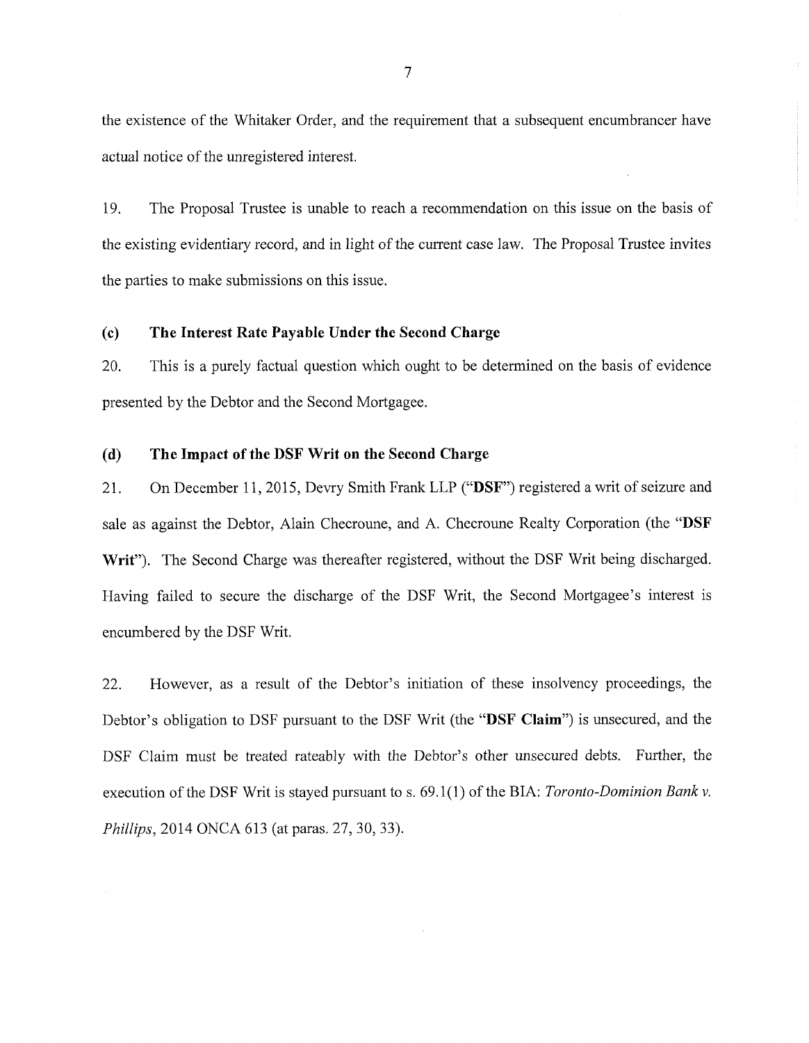the existence of the Whitaker Order, and the requirement that a subsequent encumbrancer have actual notice of the unregistered interest.

19. The Proposal Trustee is unable to reach a recommendation on this issue on the basis of the existing evidentiary record, and in light of the current case law. The Proposal Trustee invites the parties to make submissions on this issue.

### (c) The Interest Rate Payable Under the Second Charge

20. This is a purely factual question which ought to be determined on the basis of evidence presented by the Debtor and the Second Mortgagee.

### (d) The Impact of the DSF Writ on the Second Charge

21. On December 11, 2015, Devry Smith Frank LLP ("**DSF**") registered a writ of seizure and sale as against the Debtor, Alain Checroune, and A. Checroune Realty Corporation (the "**DSF Writ**"). The Second Charge was thereafter registered, without the DSF Writ being discharged. Having failed to secure the discharge of the DSF Writ, the Second Mortgagee's interest is encumbered by the DSF Writ.

22. However, as a result of the Debtor's initiation of these insolvency proceedings, the Debtor's obligation to DSF pursuant to the DSF Writ (the "**DSF Claim**") is unsecured, and the DSF Claim must be treated rateably with the Debtor's other unsecured debts. Further, the execution of the DSF Writ is stayed pursuant to s. 69.1(1) of the BIA: *Toronto-Dominion Bank v. Phillips*, 2014 ONCA 613 (at paras. 27, 30, 33).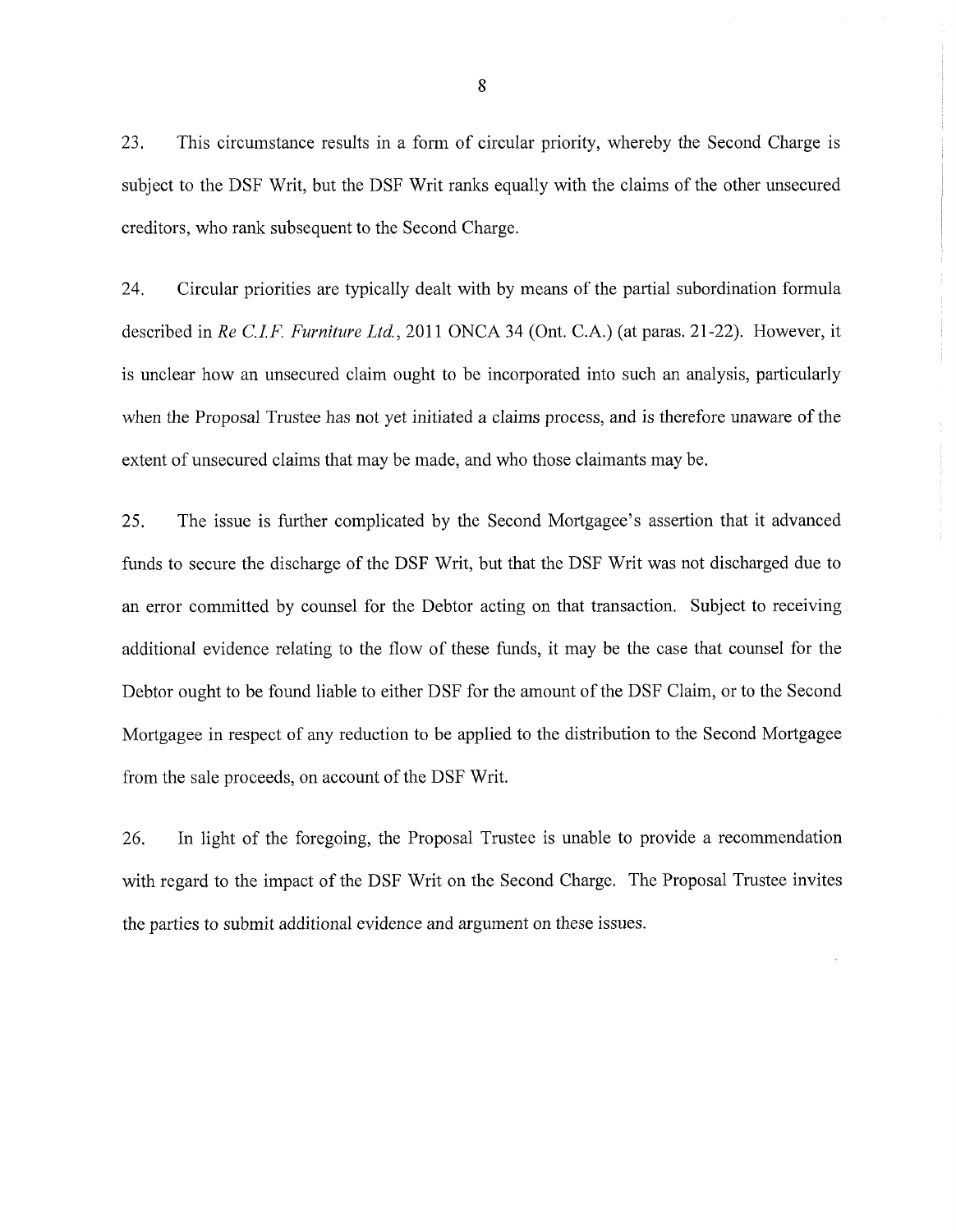23. This circumstance results in a form of circular priority, whereby the Second Charge is subject to the DSF Writ, but the DSF Writ ranks equally with the claims of the other unsecured creditors, who rank subsequent to the Second Charge.

24. Circular priorities are typically dealt with by means of the partial subordination formula described in *Re C.I.F. Furniture Ltd.*, 2011 ONCA 34 (Ont. C.A.) (at paras. 21-22). However, it is unclear how an unsecured claim ought to be incorporated into such an analysis, particularly when the Proposal Trustee has not yet initiated a claims process, and is therefore unaware of the extent of unsecured claims that may be made, and who those claimants may be.

25. The issue is further complicated by the Second Mortgagee's assertion that it advanced funds to secure the discharge of the DSF Writ, but that the DSF Writ was not discharged due to an error committed by counsel for the Debtor acting on that transaction. Subject to receiving additional evidence relating to the flow of these funds, it may be the case that counsel for the Debtor ought to be found liable to either DSF for the amount of the DSF Claim, or to the Second Mortgagee in respect of any reduction to be applied to the distribution to the Second Mortgagee from the sale proceeds, on account of the DSF Writ.

26. In light of the foregoing, the Proposal Trustee is unable to provide a recommendation with regard to the impact of the DSF Writ on the Second Charge. The Proposal Trustee invites the parties to submit additional evidence and argument on these issues.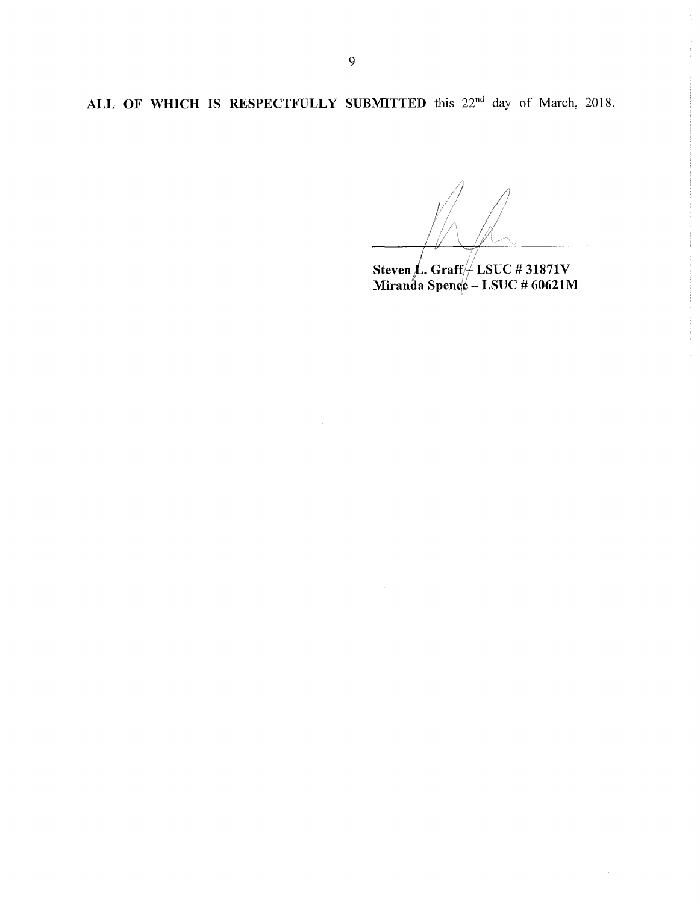**ALL OF WHICH IS RESPECTFULLY SUBMITTED** this 22nd day of March, 2018.

**Steven L. Graff – LSUC # 31871V**
**Miranda Spence – LSUC # 60621M**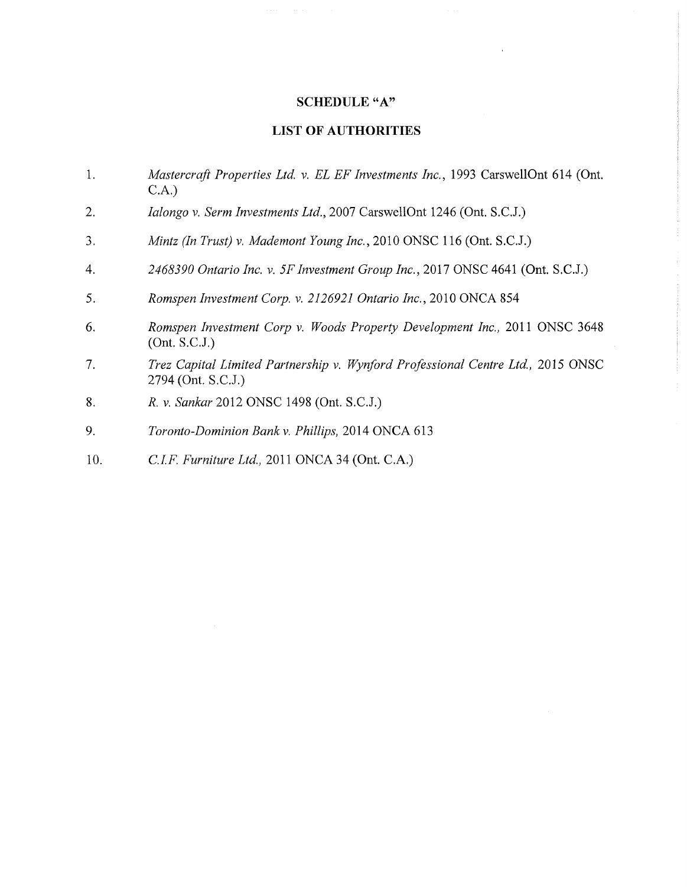**SCHEDULE "A"**

**LIST OF AUTHORITIES**

1. *Mastercraft Properties Ltd. v. EL EF Investments Inc.*, 1993 CarswellOnt 614 (Ont. C.A.)
2. *Ialongo v. Serm Investments Ltd.*, 2007 CarswellOnt 1246 (Ont. S.C.J.)
3. *Mintz (In Trust) v. Mademont Young Inc.*, 2010 ONSC 116 (Ont. S.C.J.)
4. *2468390 Ontario Inc. v. 5F Investment Group Inc.*, 2017 ONSC 4641 (Ont. S.C.J.)
5. *Romspen Investment Corp. v. 2126921 Ontario Inc.*, 2010 ONCA 854
6. *Romspen Investment Corp v. Woods Property Development Inc.*, 2011 ONSC 3648 (Ont. S.C.J.)
7. *Trez Capital Limited Partnership v. Wynford Professional Centre Ltd.*, 2015 ONSC 2794 (Ont. S.C.J.)
8. *R. v. Sankar* 2012 ONSC 1498 (Ont. S.C.J.)
9. *Toronto-Dominion Bank v. Phillips*, 2014 ONCA 613
10. *C.I.F. Furniture Ltd.*, 2011 ONCA 34 (Ont. C.A.)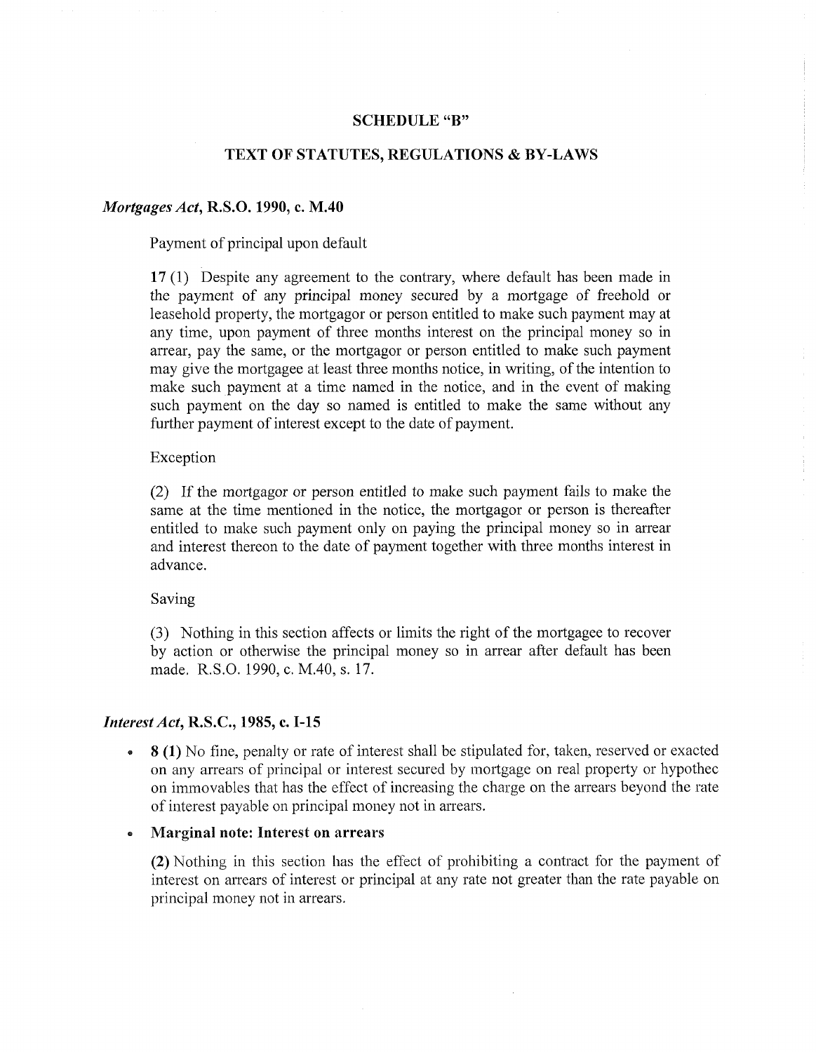## SCHEDULE "B"

## TEXT OF STATUTES, REGULATIONS & BY-LAWS

### *Mortgages Act*, R.S.O. 1990, c. M.40

Payment of principal upon default

**17** (1) Despite any agreement to the contrary, where default has been made in the payment of any principal money secured by a mortgage of freehold or leasehold property, the mortgagor or person entitled to make such payment may at any time, upon payment of three months interest on the principal money so in arrear, pay the same, or the mortgagor or person entitled to make such payment may give the mortgagee at least three months notice, in writing, of the intention to make such payment at a time named in the notice, and in the event of making such payment on the day so named is entitled to make the same without any further payment of interest except to the date of payment.

Exception

(2) If the mortgagor or person entitled to make such payment fails to make the same at the time mentioned in the notice, the mortgagor or person is thereafter entitled to make such payment only on paying the principal money so in arrear and interest thereon to the date of payment together with three months interest in advance.

Saving

(3) Nothing in this section affects or limits the right of the mortgagee to recover by action or otherwise the principal money so in arrear after default has been made. R.S.O. 1990, c. M.40, s. 17.

### *Interest Act*, R.S.C., 1985, c. I-15

- **8 (1)** No fine, penalty or rate of interest shall be stipulated for, taken, reserved or exacted on any arrears of principal or interest secured by mortgage on real property or hypothec on immovables that has the effect of increasing the charge on the arrears beyond the rate of interest payable on principal money not in arrears.
- **Marginal note: Interest on arrears**

  **(2)** Nothing in this section has the effect of prohibiting a contract for the payment of interest on arrears of interest or principal at any rate not greater than the rate payable on principal money not in arrears.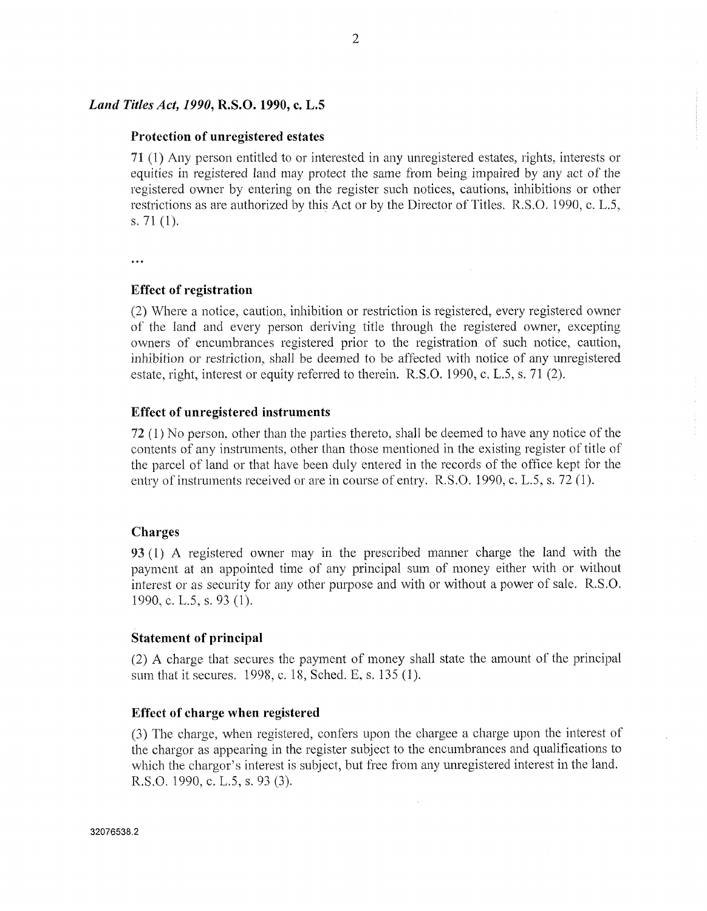### *Land Titles Act, 1990*, R.S.O. 1990, c. L.5

**Protection of unregistered estates**

71 (1) Any person entitled to or interested in any unregistered estates, rights, interests or equities in registered land may protect the same from being impaired by any act of the registered owner by entering on the register such notices, cautions, inhibitions or other restrictions as are authorized by this Act or by the Director of Titles. R.S.O. 1990, c. L.5, s. 71 (1).

...

**Effect of registration**

(2) Where a notice, caution, inhibition or restriction is registered, every registered owner of the land and every person deriving title through the registered owner, excepting owners of encumbrances registered prior to the registration of such notice, caution, inhibition or restriction, shall be deemed to be affected with notice of any unregistered estate, right, interest or equity referred to therein. R.S.O. 1990, c. L.5, s. 71 (2).

**Effect of unregistered instruments**

72 (1) No person, other than the parties thereto, shall be deemed to have any notice of the contents of any instruments, other than those mentioned in the existing register of title of the parcel of land or that have been duly entered in the records of the office kept for the entry of instruments received or are in course of entry. R.S.O. 1990, c. L.5, s. 72 (1).

**Charges**

93 (1) A registered owner may in the prescribed manner charge the land with the payment at an appointed time of any principal sum of money either with or without interest or as security for any other purpose and with or without a power of sale. R.S.O. 1990, c. L.5, s. 93 (1).

**Statement of principal**

(2) A charge that secures the payment of money shall state the amount of the principal sum that it secures. 1998, c. 18, Sched. E, s. 135 (1).

**Effect of charge when registered**

(3) The charge, when registered, confers upon the chargee a charge upon the interest of the chargor as appearing in the register subject to the encumbrances and qualifications to which the chargor's interest is subject, but free from any unregistered interest in the land. R.S.O. 1990, c. L.5, s. 93 (3).

32076538.2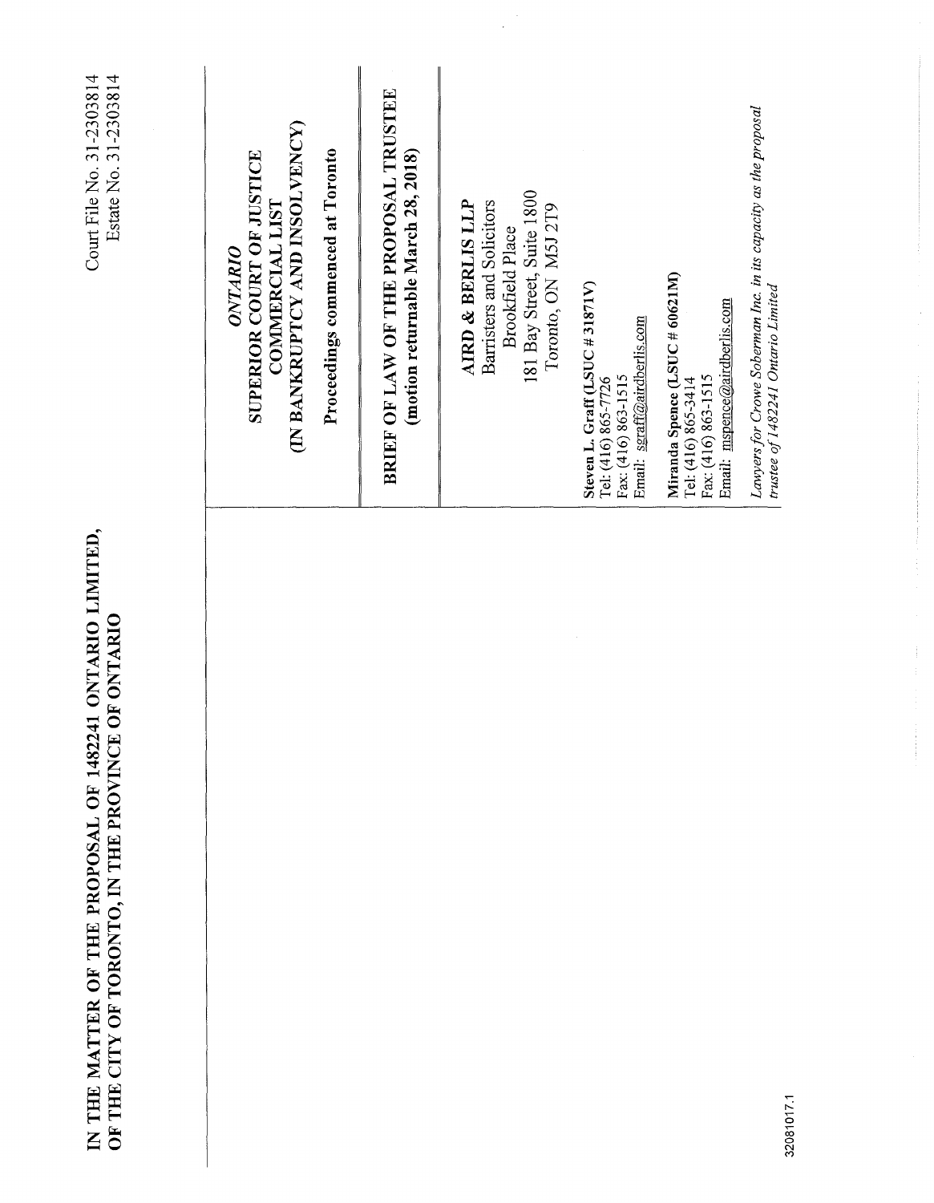IN THE MATTER OF THE PROPOSAL OF 1482241 ONTARIO LIMITED, OF THE CITY OF TORONTO, IN THE PROVINCE OF ONTARIO

Court File No. 31-2303814
Estate No. 31-2303814

*ONTARIO*
**SUPERIOR COURT OF JUSTICE**
**COMMERCIAL LIST**
**(IN BANKRUPTCY AND INSOLVENCY)**

**Proceedings commenced at Toronto**

**BRIEF OF LAW OF THE PROPOSAL TRUSTEE**
**(motion returnable March 28, 2018)**

**AIRD & BERLIS LLP**
Barristers and Solicitors
Brookfield Place
181 Bay Street, Suite 1800
Toronto, ON M5J 2T9

**Steven L. Graff (LSUC # 31871V)**
Tel: (416) 865-7726
Fax: (416) 863-1515
Email: sgraff@airdberlis.com

**Miranda Spence (LSUC # 60621M)**
Tel: (416) 865-3414
Fax: (416) 863-1515
Email: mspence@airdberlis.com

*Lawyers for Crowe Soberman Inc. in its capacity as the proposal trustee of 1482241 Ontario Limited*

32081017.1